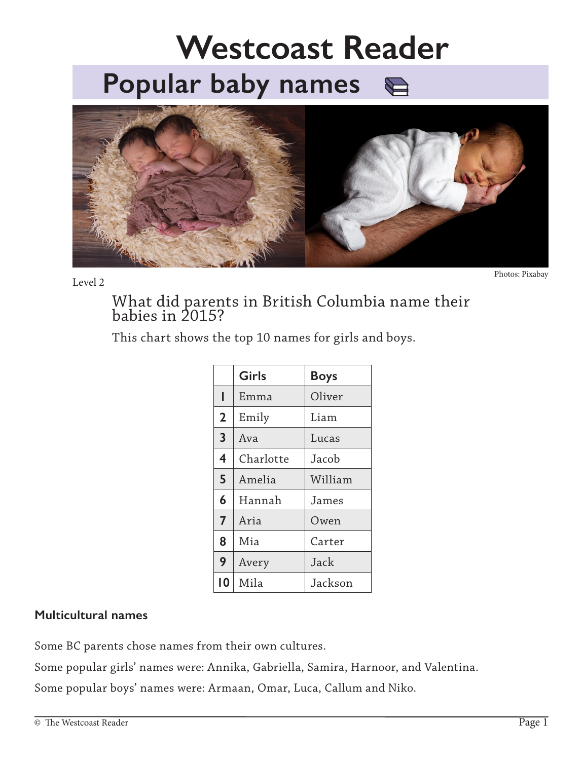# Westcoast Reader

## Popular baby names

Photos: Pixabay

Level 2

What did parents in British Columbia name their babies in 2015?

This chart shows the top 10 names for girls and boys.

| | Girls | Boys |
|---|---|---|
| 1 | Emma | Oliver |
| 2 | Emily | Liam |
| 3 | Ava | Lucas |
| 4 | Charlotte | Jacob |
| 5 | Amelia | William |
| 6 | Hannah | James |
| 7 | Aria | Owen |
| 8 | Mia | Carter |
| 9 | Avery | Jack |
| 10 | Mila | Jackson |

**Multicultural names**

Some BC parents chose names from their own cultures.

Some popular girls' names were: Annika, Gabriella, Samira, Harnoor, and Valentina.

Some popular boys' names were: Armaan, Omar, Luca, Callum and Niko.

© The Westcoast Reader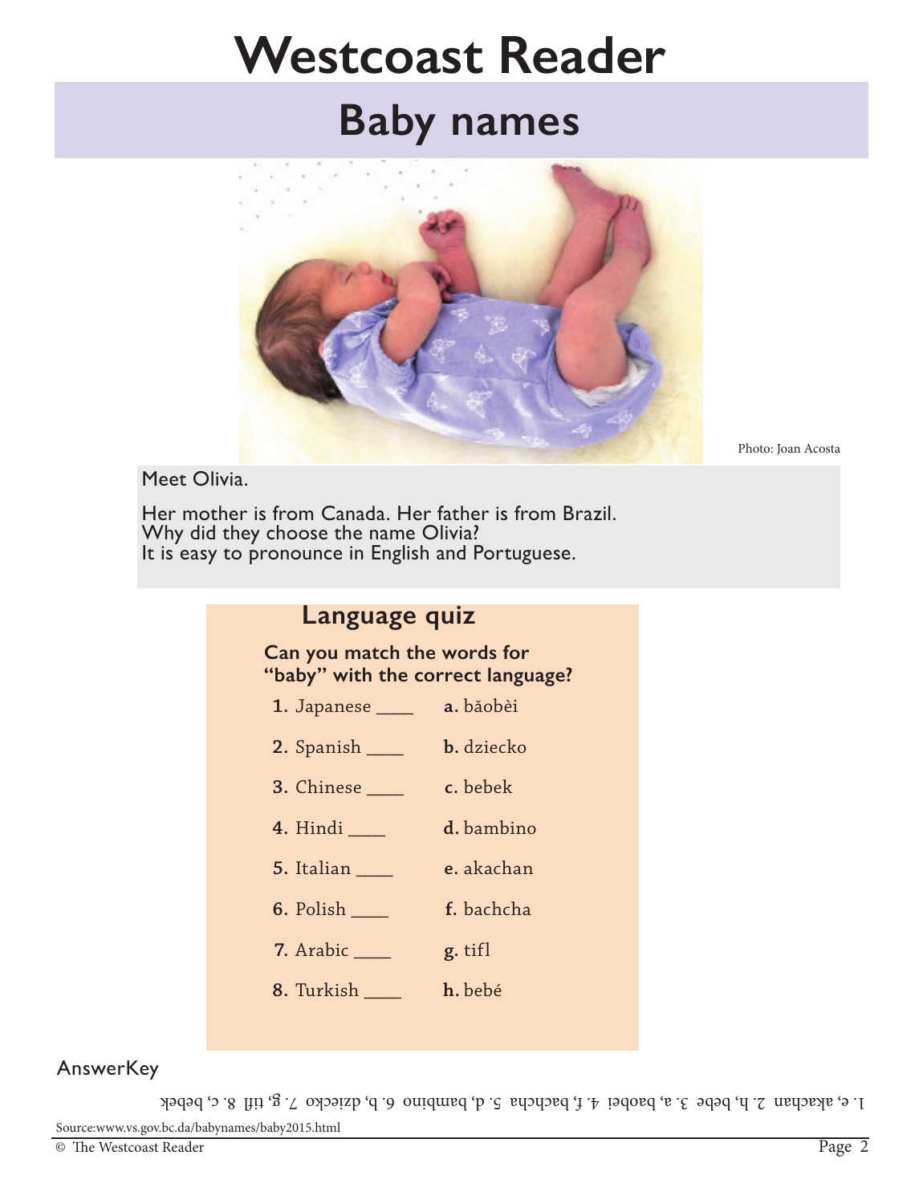# Westcoast Reader

## Baby names

Photo: Joan Acosta

Meet Olivia.

Her mother is from Canada. Her father is from Brazil.
Why did they choose the name Olivia?
It is easy to pronounce in English and Portuguese.

### Language quiz

**Can you match the words for "baby" with the correct language?**

| | |
|---|---|
| **1.** Japanese ____ | **a.** bǎobèi |
| **2.** Spanish ____ | **b.** dziecko |
| **3.** Chinese ____ | **c.** bebek |
| **4.** Hindi ____ | **d.** bambino |
| **5.** Italian ____ | **e.** akachan |
| **6.** Polish ____ | **f.** bachcha |
| **7.** Arabic ____ | **g.** tifl |
| **8.** Turkish ____ | **h.** bebé |

AnswerKey

1. e, akachan 2. h, bebe 3. a, baobei 4. f, bachcha 5. d, bambino 6. b, dziecko 7. g, tifl 8. c, bebek

Source:www.vs.gov.bc.da/babynames/baby2015.html

© The Westcoast Reader